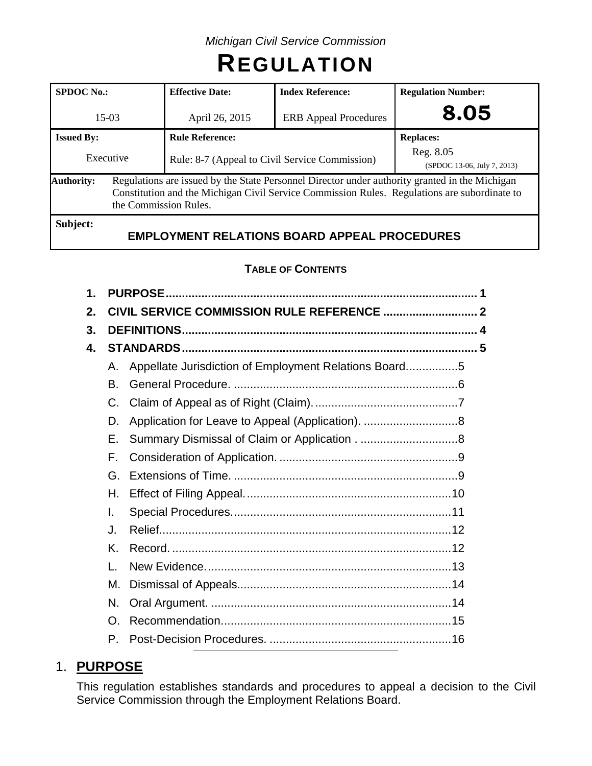*Michigan Civil Service Commission*

# REGULATION

| SPDOC No.: | Effective Date: | Index Reference: | Regulation Number: |
|---|---|---|---|
| 15-03 | April 26, 2015 | ERB Appeal Procedures | **8.05** |
| **Issued By:** | **Rule Reference:** | | **Replaces:** |
| Executive | Rule: 8-7 (Appeal to Civil Service Commission) | | Reg. 8.05 (SPDOC 13-06, July 7, 2013) |
| **Authority:** | Regulations are issued by the State Personnel Director under authority granted in the Michigan Constitution and the Michigan Civil Service Commission Rules. Regulations are subordinate to the Commission Rules. | | |
| **Subject:** | **EMPLOYMENT RELATIONS BOARD APPEAL PROCEDURES** | | |

**TABLE OF CONTENTS**

1. **PURPOSE** .......... 1
2. **CIVIL SERVICE COMMISSION RULE REFERENCE** .......... 2
3. **DEFINITIONS** .......... 4
4. **STANDARDS** .......... 5
   - A. Appellate Jurisdiction of Employment Relations Board .......... 5
   - B. General Procedure. .......... 6
   - C. Claim of Appeal as of Right (Claim). .......... 7
   - D. Application for Leave to Appeal (Application). .......... 8
   - E. Summary Dismissal of Claim or Application . .......... 8
   - F. Consideration of Application. .......... 9
   - G. Extensions of Time. .......... 9
   - H. Effect of Filing Appeal. .......... 10
   - I. Special Procedures. .......... 11
   - J. Relief. .......... 12
   - K. Record. .......... 12
   - L. New Evidence. .......... 13
   - M. Dismissal of Appeals. .......... 14
   - N. Oral Argument. .......... 14
   - O. Recommendation. .......... 15
   - P. Post-Decision Procedures. .......... 16

---

## 1. PURPOSE

This regulation establishes standards and procedures to appeal a decision to the Civil Service Commission through the Employment Relations Board.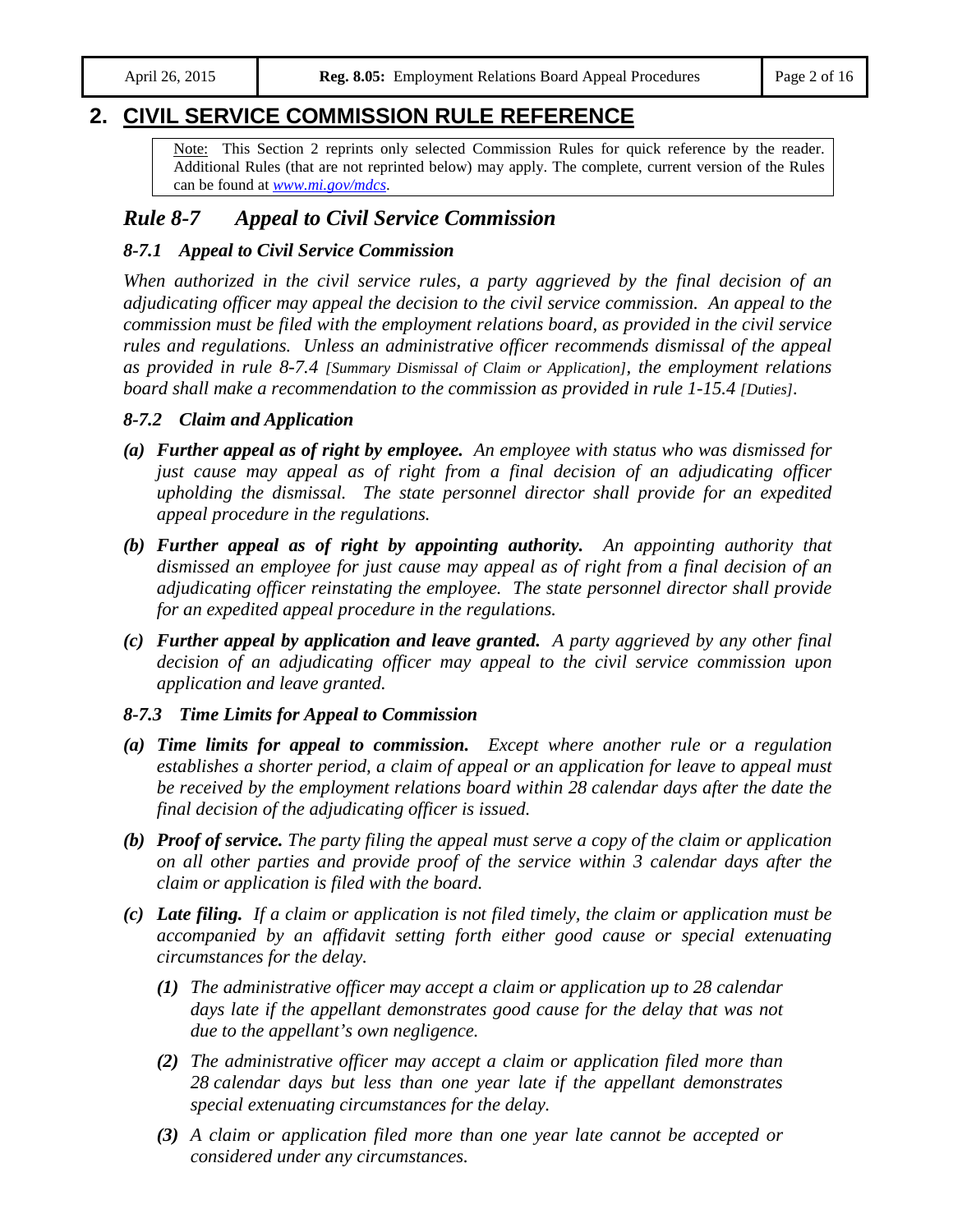## 2. CIVIL SERVICE COMMISSION RULE REFERENCE

> Note: This Section 2 reprints only selected Commission Rules for quick reference by the reader. Additional Rules (that are not reprinted below) may apply. The complete, current version of the Rules can be found at *www.mi.gov/mdcs*.

### *Rule 8-7 Appeal to Civil Service Commission*

#### *8-7.1 Appeal to Civil Service Commission*

*When authorized in the civil service rules, a party aggrieved by the final decision of an adjudicating officer may appeal the decision to the civil service commission. An appeal to the commission must be filed with the employment relations board, as provided in the civil service rules and regulations. Unless an administrative officer recommends dismissal of the appeal as provided in rule 8-7.4 [Summary Dismissal of Claim or Application], the employment relations board shall make a recommendation to the commission as provided in rule 1-15.4 [Duties].*

#### *8-7.2 Claim and Application*

***(a) Further appeal as of right by employee.*** *An employee with status who was dismissed for just cause may appeal as of right from a final decision of an adjudicating officer upholding the dismissal. The state personnel director shall provide for an expedited appeal procedure in the regulations.*

***(b) Further appeal as of right by appointing authority.*** *An appointing authority that dismissed an employee for just cause may appeal as of right from a final decision of an adjudicating officer reinstating the employee. The state personnel director shall provide for an expedited appeal procedure in the regulations.*

***(c) Further appeal by application and leave granted.*** *A party aggrieved by any other final decision of an adjudicating officer may appeal to the civil service commission upon application and leave granted.*

#### *8-7.3 Time Limits for Appeal to Commission*

***(a) Time limits for appeal to commission.*** *Except where another rule or a regulation establishes a shorter period, a claim of appeal or an application for leave to appeal must be received by the employment relations board within 28 calendar days after the date the final decision of the adjudicating officer is issued.*

***(b) Proof of service.*** *The party filing the appeal must serve a copy of the claim or application on all other parties and provide proof of the service within 3 calendar days after the claim or application is filed with the board.*

***(c) Late filing.*** *If a claim or application is not filed timely, the claim or application must be accompanied by an affidavit setting forth either good cause or special extenuating circumstances for the delay.*

- ***(1)*** *The administrative officer may accept a claim or application up to 28 calendar days late if the appellant demonstrates good cause for the delay that was not due to the appellant's own negligence.*
- ***(2)*** *The administrative officer may accept a claim or application filed more than 28 calendar days but less than one year late if the appellant demonstrates special extenuating circumstances for the delay.*
- ***(3)*** *A claim or application filed more than one year late cannot be accepted or considered under any circumstances.*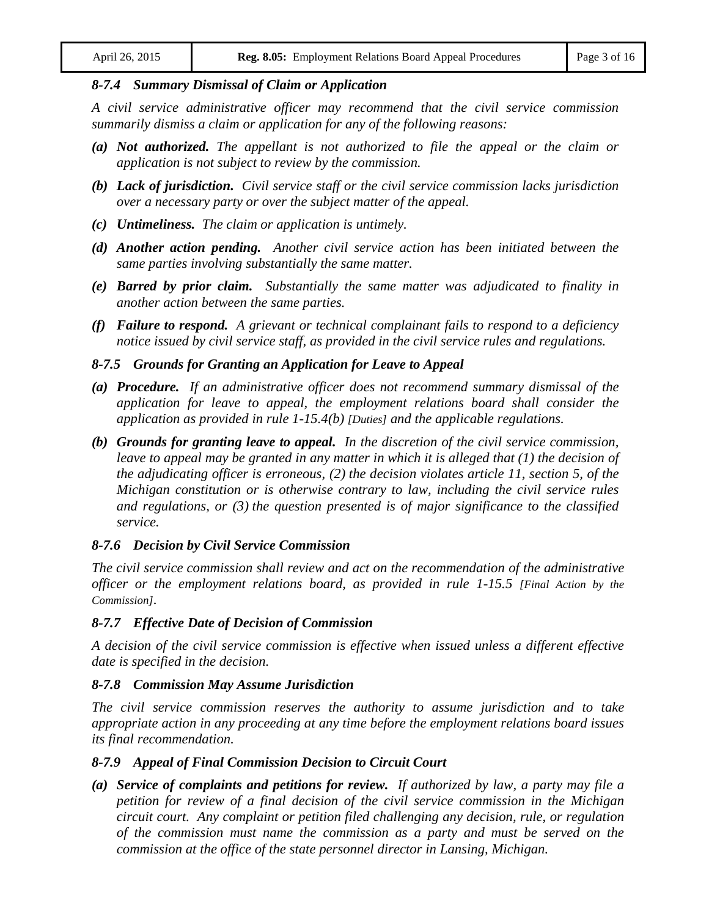### *8-7.4 Summary Dismissal of Claim or Application*

*A civil service administrative officer may recommend that the civil service commission summarily dismiss a claim or application for any of the following reasons:*

- *(a)* ***Not authorized.*** *The appellant is not authorized to file the appeal or the claim or application is not subject to review by the commission.*
- *(b)* ***Lack of jurisdiction.*** *Civil service staff or the civil service commission lacks jurisdiction over a necessary party or over the subject matter of the appeal.*
- *(c)* ***Untimeliness.*** *The claim or application is untimely.*
- *(d)* ***Another action pending.*** *Another civil service action has been initiated between the same parties involving substantially the same matter.*
- *(e)* ***Barred by prior claim.*** *Substantially the same matter was adjudicated to finality in another action between the same parties.*
- *(f)* ***Failure to respond.*** *A grievant or technical complainant fails to respond to a deficiency notice issued by civil service staff, as provided in the civil service rules and regulations.*

### *8-7.5 Grounds for Granting an Application for Leave to Appeal*

- *(a)* ***Procedure.*** *If an administrative officer does not recommend summary dismissal of the application for leave to appeal, the employment relations board shall consider the application as provided in rule 1-15.4(b) [Duties] and the applicable regulations.*
- *(b)* ***Grounds for granting leave to appeal.*** *In the discretion of the civil service commission, leave to appeal may be granted in any matter in which it is alleged that (1) the decision of the adjudicating officer is erroneous, (2) the decision violates article 11, section 5, of the Michigan constitution or is otherwise contrary to law, including the civil service rules and regulations, or (3) the question presented is of major significance to the classified service.*

### *8-7.6 Decision by Civil Service Commission*

*The civil service commission shall review and act on the recommendation of the administrative officer or the employment relations board, as provided in rule 1-15.5 [Final Action by the Commission].*

### *8-7.7 Effective Date of Decision of Commission*

*A decision of the civil service commission is effective when issued unless a different effective date is specified in the decision.*

### *8-7.8 Commission May Assume Jurisdiction*

*The civil service commission reserves the authority to assume jurisdiction and to take appropriate action in any proceeding at any time before the employment relations board issues its final recommendation.*

### *8-7.9 Appeal of Final Commission Decision to Circuit Court*

- *(a)* ***Service of complaints and petitions for review.*** *If authorized by law, a party may file a petition for review of a final decision of the civil service commission in the Michigan circuit court. Any complaint or petition filed challenging any decision, rule, or regulation of the commission must name the commission as a party and must be served on the commission at the office of the state personnel director in Lansing, Michigan.*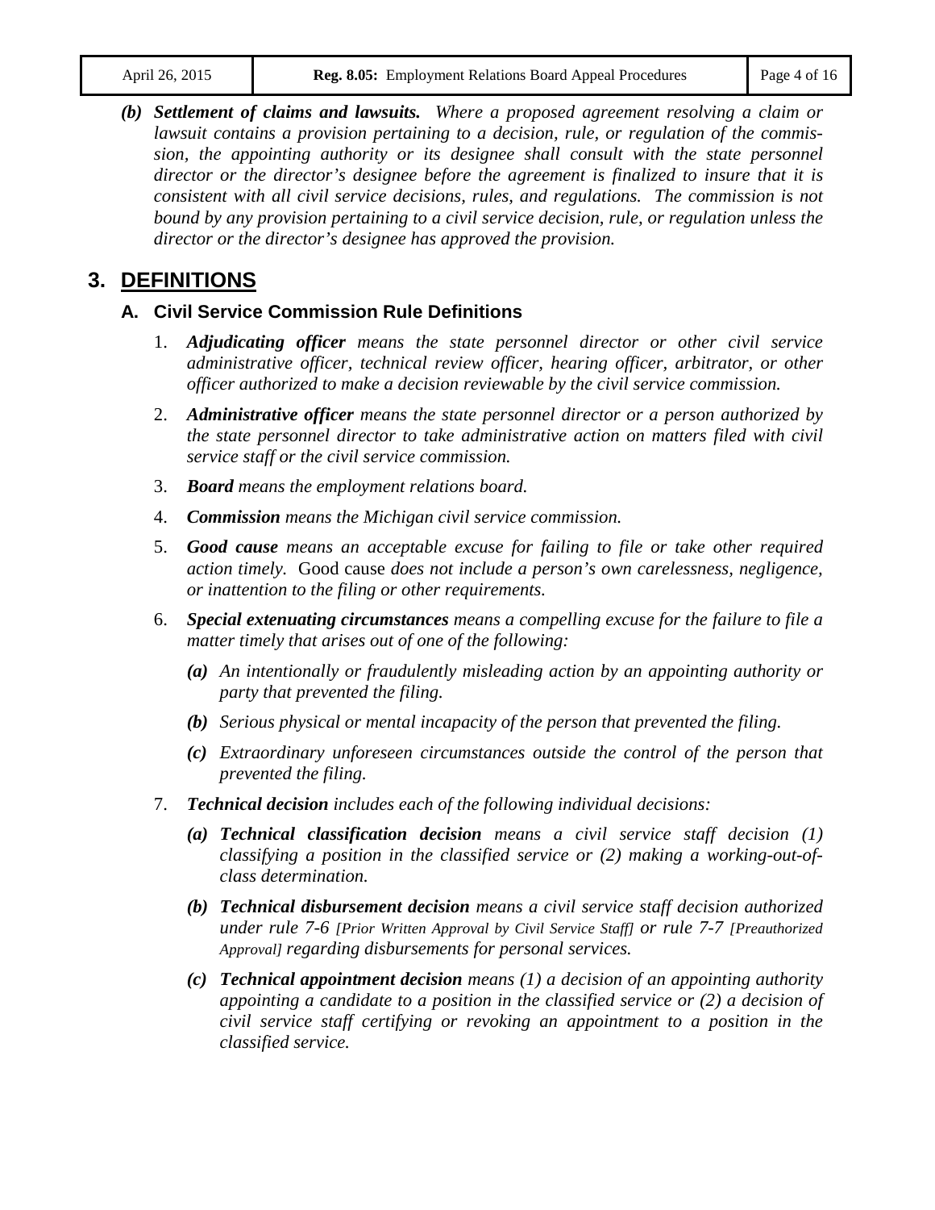*(b)* ***Settlement of claims and lawsuits.*** *Where a proposed agreement resolving a claim or lawsuit contains a provision pertaining to a decision, rule, or regulation of the commission, the appointing authority or its designee shall consult with the state personnel director or the director's designee before the agreement is finalized to insure that it is consistent with all civil service decisions, rules, and regulations. The commission is not bound by any provision pertaining to a civil service decision, rule, or regulation unless the director or the director's designee has approved the provision.*

# 3. DEFINITIONS

## A. Civil Service Commission Rule Definitions

1. ***Adjudicating officer*** *means the state personnel director or other civil service administrative officer, technical review officer, hearing officer, arbitrator, or other officer authorized to make a decision reviewable by the civil service commission.*

2. ***Administrative officer*** *means the state personnel director or a person authorized by the state personnel director to take administrative action on matters filed with civil service staff or the civil service commission.*

3. ***Board*** *means the employment relations board.*

4. ***Commission*** *means the Michigan civil service commission.*

5. ***Good cause*** *means an acceptable excuse for failing to file or take other required action timely.* Good cause *does not include a person's own carelessness, negligence, or inattention to the filing or other requirements.*

6. ***Special extenuating circumstances*** *means a compelling excuse for the failure to file a matter timely that arises out of one of the following:*

   *(a)* *An intentionally or fraudulently misleading action by an appointing authority or party that prevented the filing.*

   *(b)* *Serious physical or mental incapacity of the person that prevented the filing.*

   *(c)* *Extraordinary unforeseen circumstances outside the control of the person that prevented the filing.*

7. ***Technical decision*** *includes each of the following individual decisions:*

   *(a)* ***Technical classification decision*** *means a civil service staff decision (1) classifying a position in the classified service or (2) making a working-out-of-class determination.*

   *(b)* ***Technical disbursement decision*** *means a civil service staff decision authorized under rule 7-6 [Prior Written Approval by Civil Service Staff] or rule 7-7 [Preauthorized Approval] regarding disbursements for personal services.*

   *(c)* ***Technical appointment decision*** *means (1) a decision of an appointing authority appointing a candidate to a position in the classified service or (2) a decision of civil service staff certifying or revoking an appointment to a position in the classified service.*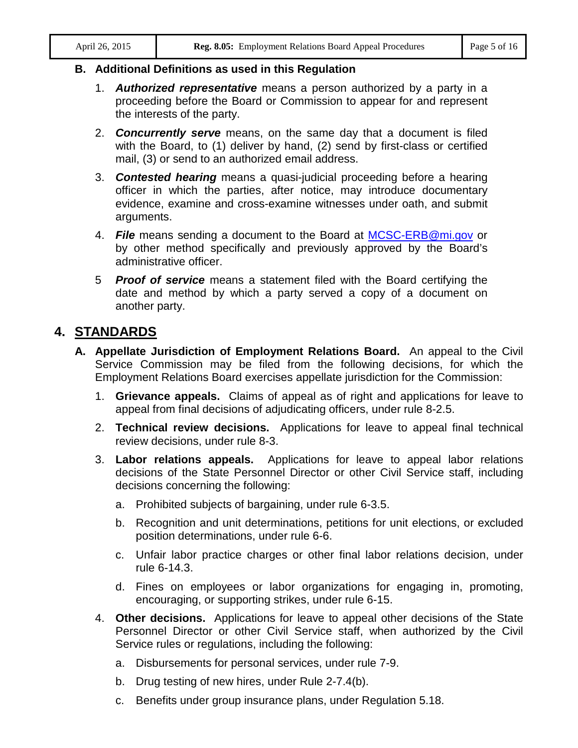**B. Additional Definitions as used in this Regulation**

1. ***Authorized representative*** means a person authorized by a party in a proceeding before the Board or Commission to appear for and represent the interests of the party.

2. ***Concurrently serve*** means, on the same day that a document is filed with the Board, to (1) deliver by hand, (2) send by first-class or certified mail, (3) or send to an authorized email address.

3. ***Contested hearing*** means a quasi-judicial proceeding before a hearing officer in which the parties, after notice, may introduce documentary evidence, examine and cross-examine witnesses under oath, and submit arguments.

4. ***File*** means sending a document to the Board at MCSC-ERB@mi.gov or by other method specifically and previously approved by the Board's administrative officer.

5 ***Proof of service*** means a statement filed with the Board certifying the date and method by which a party served a copy of a document on another party.

## 4. STANDARDS

**A. Appellate Jurisdiction of Employment Relations Board.** An appeal to the Civil Service Commission may be filed from the following decisions, for which the Employment Relations Board exercises appellate jurisdiction for the Commission:

1. **Grievance appeals.** Claims of appeal as of right and applications for leave to appeal from final decisions of adjudicating officers, under rule 8-2.5.

2. **Technical review decisions.** Applications for leave to appeal final technical review decisions, under rule 8-3.

3. **Labor relations appeals.** Applications for leave to appeal labor relations decisions of the State Personnel Director or other Civil Service staff, including decisions concerning the following:

   a. Prohibited subjects of bargaining, under rule 6-3.5.

   b. Recognition and unit determinations, petitions for unit elections, or excluded position determinations, under rule 6-6.

   c. Unfair labor practice charges or other final labor relations decision, under rule 6-14.3.

   d. Fines on employees or labor organizations for engaging in, promoting, encouraging, or supporting strikes, under rule 6-15.

4. **Other decisions.** Applications for leave to appeal other decisions of the State Personnel Director or other Civil Service staff, when authorized by the Civil Service rules or regulations, including the following:

   a. Disbursements for personal services, under rule 7-9.

   b. Drug testing of new hires, under Rule 2-7.4(b).

   c. Benefits under group insurance plans, under Regulation 5.18.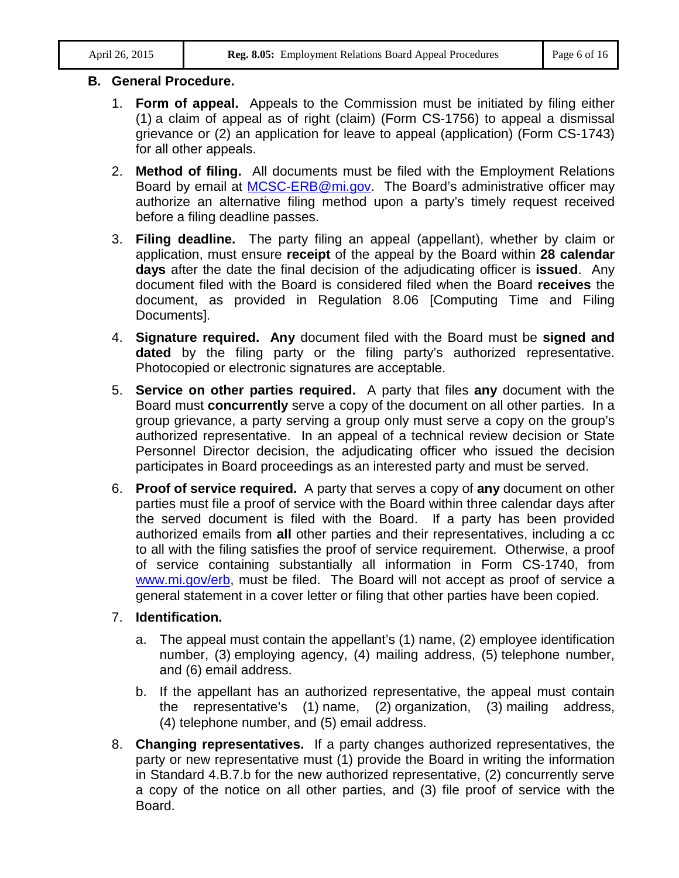## B. General Procedure.

1. **Form of appeal.** Appeals to the Commission must be initiated by filing either (1) a claim of appeal as of right (claim) (Form CS-1756) to appeal a dismissal grievance or (2) an application for leave to appeal (application) (Form CS-1743) for all other appeals.

2. **Method of filing.** All documents must be filed with the Employment Relations Board by email at MCSC-ERB@mi.gov. The Board's administrative officer may authorize an alternative filing method upon a party's timely request received before a filing deadline passes.

3. **Filing deadline.** The party filing an appeal (appellant), whether by claim or application, must ensure **receipt** of the appeal by the Board within **28 calendar days** after the date the final decision of the adjudicating officer is **issued**. Any document filed with the Board is considered filed when the Board **receives** the document, as provided in Regulation 8.06 [Computing Time and Filing Documents].

4. **Signature required. Any** document filed with the Board must be **signed and dated** by the filing party or the filing party's authorized representative. Photocopied or electronic signatures are acceptable.

5. **Service on other parties required.** A party that files **any** document with the Board must **concurrently** serve a copy of the document on all other parties. In a group grievance, a party serving a group only must serve a copy on the group's authorized representative. In an appeal of a technical review decision or State Personnel Director decision, the adjudicating officer who issued the decision participates in Board proceedings as an interested party and must be served.

6. **Proof of service required.** A party that serves a copy of **any** document on other parties must file a proof of service with the Board within three calendar days after the served document is filed with the Board. If a party has been provided authorized emails from **all** other parties and their representatives, including a cc to all with the filing satisfies the proof of service requirement. Otherwise, a proof of service containing substantially all information in Form CS-1740, from www.mi.gov/erb, must be filed. The Board will not accept as proof of service a general statement in a cover letter or filing that other parties have been copied.

7. **Identification.**

   a. The appeal must contain the appellant's (1) name, (2) employee identification number, (3) employing agency, (4) mailing address, (5) telephone number, and (6) email address.

   b. If the appellant has an authorized representative, the appeal must contain the representative's (1) name, (2) organization, (3) mailing address, (4) telephone number, and (5) email address.

8. **Changing representatives.** If a party changes authorized representatives, the party or new representative must (1) provide the Board in writing the information in Standard 4.B.7.b for the new authorized representative, (2) concurrently serve a copy of the notice on all other parties, and (3) file proof of service with the Board.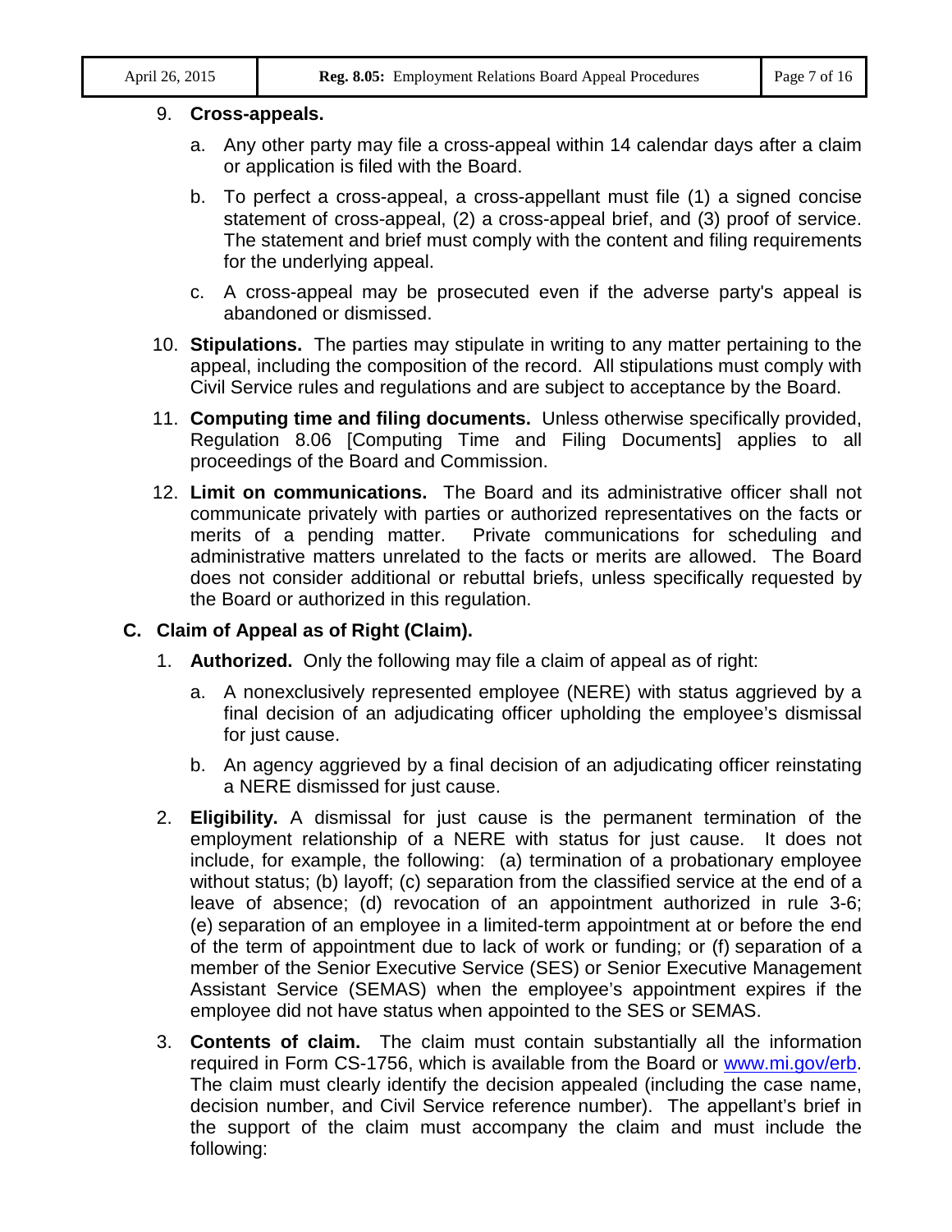9. **Cross-appeals.**

   a. Any other party may file a cross-appeal within 14 calendar days after a claim or application is filed with the Board.

   b. To perfect a cross-appeal, a cross-appellant must file (1) a signed concise statement of cross-appeal, (2) a cross-appeal brief, and (3) proof of service. The statement and brief must comply with the content and filing requirements for the underlying appeal.

   c. A cross-appeal may be prosecuted even if the adverse party's appeal is abandoned or dismissed.

10. **Stipulations.** The parties may stipulate in writing to any matter pertaining to the appeal, including the composition of the record. All stipulations must comply with Civil Service rules and regulations and are subject to acceptance by the Board.

11. **Computing time and filing documents.** Unless otherwise specifically provided, Regulation 8.06 [Computing Time and Filing Documents] applies to all proceedings of the Board and Commission.

12. **Limit on communications.** The Board and its administrative officer shall not communicate privately with parties or authorized representatives on the facts or merits of a pending matter. Private communications for scheduling and administrative matters unrelated to the facts or merits are allowed. The Board does not consider additional or rebuttal briefs, unless specifically requested by the Board or authorized in this regulation.

## C. Claim of Appeal as of Right (Claim).

1. **Authorized.** Only the following may file a claim of appeal as of right:

   a. A nonexclusively represented employee (NERE) with status aggrieved by a final decision of an adjudicating officer upholding the employee's dismissal for just cause.

   b. An agency aggrieved by a final decision of an adjudicating officer reinstating a NERE dismissed for just cause.

2. **Eligibility.** A dismissal for just cause is the permanent termination of the employment relationship of a NERE with status for just cause. It does not include, for example, the following: (a) termination of a probationary employee without status; (b) layoff; (c) separation from the classified service at the end of a leave of absence; (d) revocation of an appointment authorized in rule 3-6; (e) separation of an employee in a limited-term appointment at or before the end of the term of appointment due to lack of work or funding; or (f) separation of a member of the Senior Executive Service (SES) or Senior Executive Management Assistant Service (SEMAS) when the employee's appointment expires if the employee did not have status when appointed to the SES or SEMAS.

3. **Contents of claim.** The claim must contain substantially all the information required in Form CS-1756, which is available from the Board or [www.mi.gov/erb](http://www.mi.gov/erb). The claim must clearly identify the decision appealed (including the case name, decision number, and Civil Service reference number). The appellant's brief in the support of the claim must accompany the claim and must include the following: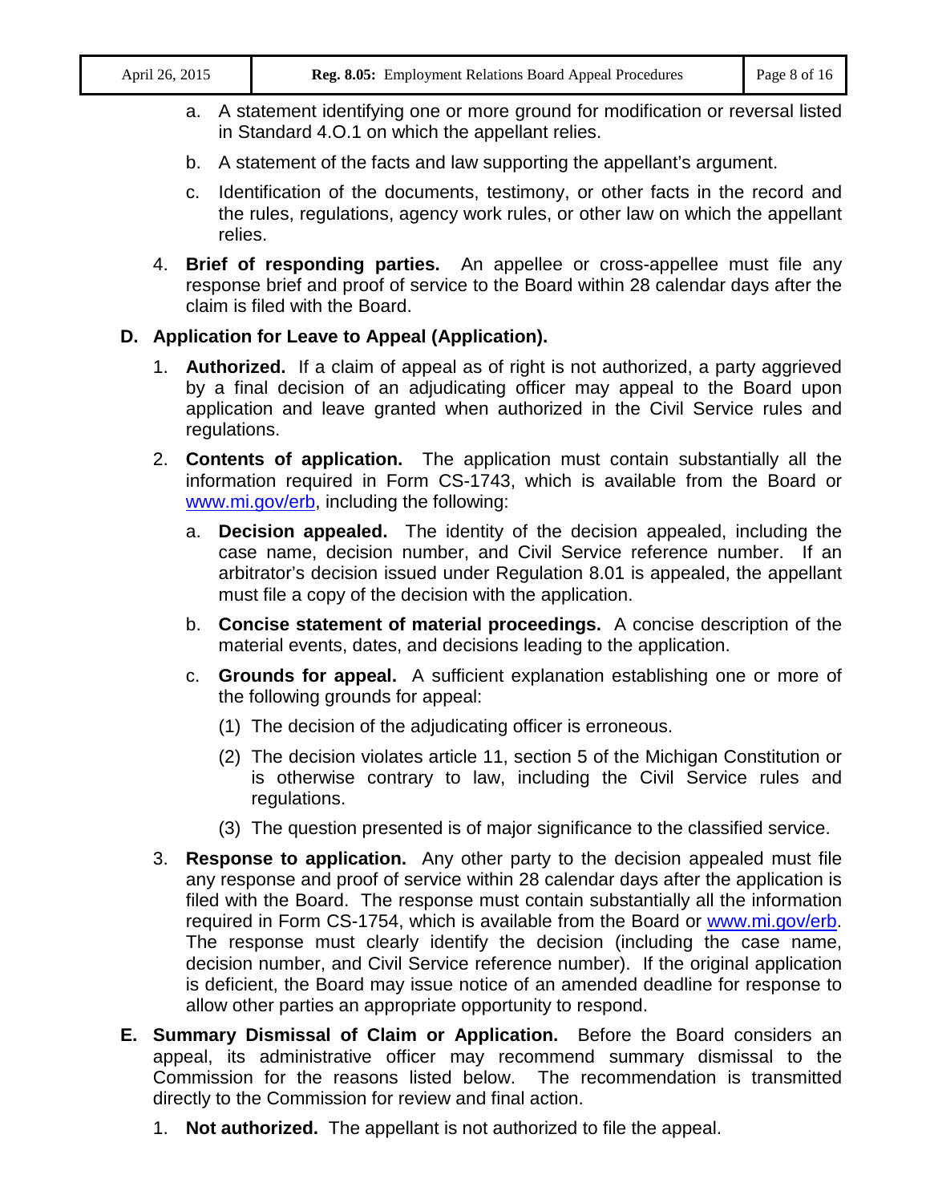a. A statement identifying one or more ground for modification or reversal listed in Standard 4.O.1 on which the appellant relies.

b. A statement of the facts and law supporting the appellant's argument.

c. Identification of the documents, testimony, or other facts in the record and the rules, regulations, agency work rules, or other law on which the appellant relies.

4. **Brief of responding parties.** An appellee or cross-appellee must file any response brief and proof of service to the Board within 28 calendar days after the claim is filed with the Board.

**D. Application for Leave to Appeal (Application).**

1. **Authorized.** If a claim of appeal as of right is not authorized, a party aggrieved by a final decision of an adjudicating officer may appeal to the Board upon application and leave granted when authorized in the Civil Service rules and regulations.

2. **Contents of application.** The application must contain substantially all the information required in Form CS-1743, which is available from the Board or www.mi.gov/erb, including the following:

   a. **Decision appealed.** The identity of the decision appealed, including the case name, decision number, and Civil Service reference number. If an arbitrator's decision issued under Regulation 8.01 is appealed, the appellant must file a copy of the decision with the application.

   b. **Concise statement of material proceedings.** A concise description of the material events, dates, and decisions leading to the application.

   c. **Grounds for appeal.** A sufficient explanation establishing one or more of the following grounds for appeal:

      (1) The decision of the adjudicating officer is erroneous.

      (2) The decision violates article 11, section 5 of the Michigan Constitution or is otherwise contrary to law, including the Civil Service rules and regulations.

      (3) The question presented is of major significance to the classified service.

3. **Response to application.** Any other party to the decision appealed must file any response and proof of service within 28 calendar days after the application is filed with the Board. The response must contain substantially all the information required in Form CS-1754, which is available from the Board or www.mi.gov/erb. The response must clearly identify the decision (including the case name, decision number, and Civil Service reference number). If the original application is deficient, the Board may issue notice of an amended deadline for response to allow other parties an appropriate opportunity to respond.

**E. Summary Dismissal of Claim or Application.** Before the Board considers an appeal, its administrative officer may recommend summary dismissal to the Commission for the reasons listed below. The recommendation is transmitted directly to the Commission for review and final action.

1. **Not authorized.** The appellant is not authorized to file the appeal.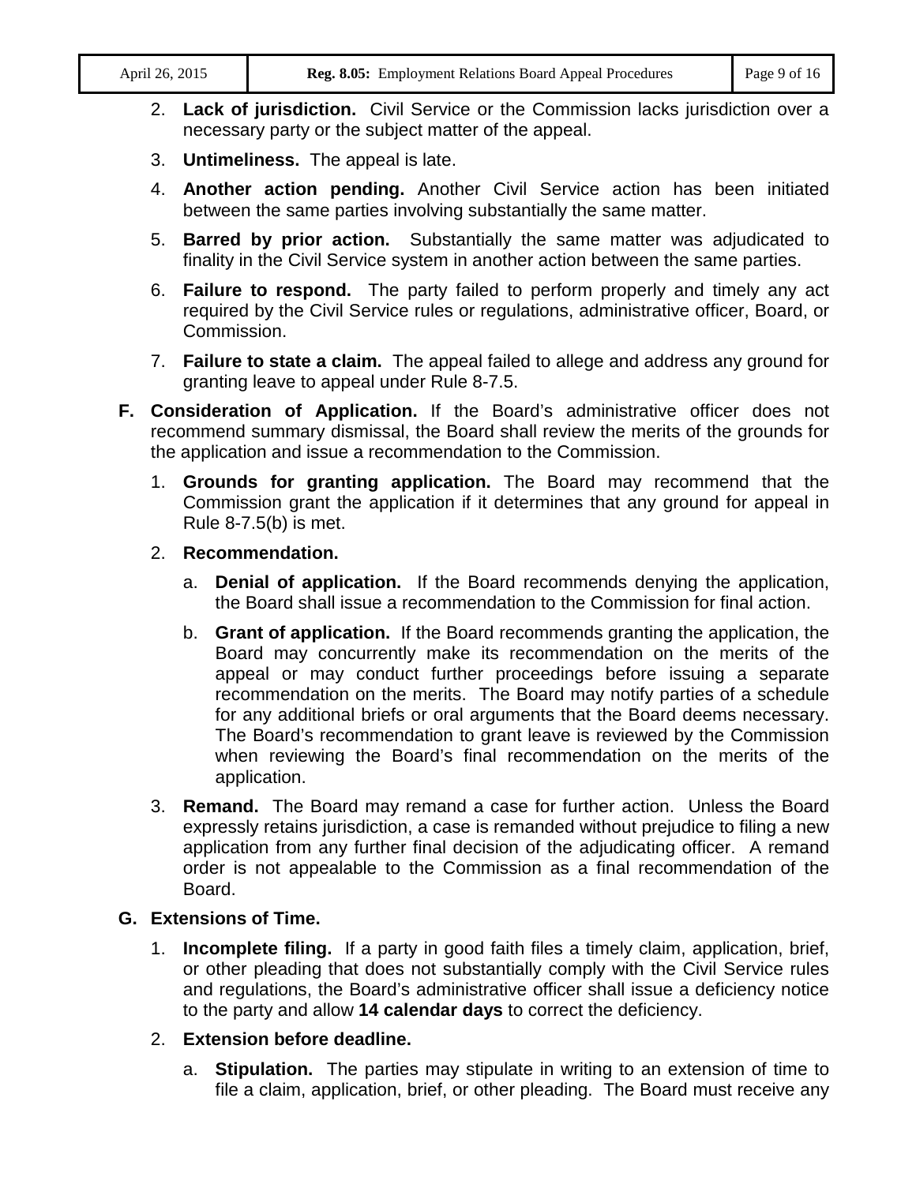2. **Lack of jurisdiction.** Civil Service or the Commission lacks jurisdiction over a necessary party or the subject matter of the appeal.

3. **Untimeliness.** The appeal is late.

4. **Another action pending.** Another Civil Service action has been initiated between the same parties involving substantially the same matter.

5. **Barred by prior action.** Substantially the same matter was adjudicated to finality in the Civil Service system in another action between the same parties.

6. **Failure to respond.** The party failed to perform properly and timely any act required by the Civil Service rules or regulations, administrative officer, Board, or Commission.

7. **Failure to state a claim.** The appeal failed to allege and address any ground for granting leave to appeal under Rule 8-7.5.

**F. Consideration of Application.** If the Board's administrative officer does not recommend summary dismissal, the Board shall review the merits of the grounds for the application and issue a recommendation to the Commission.

1. **Grounds for granting application.** The Board may recommend that the Commission grant the application if it determines that any ground for appeal in Rule 8-7.5(b) is met.

2. **Recommendation.**

   a. **Denial of application.** If the Board recommends denying the application, the Board shall issue a recommendation to the Commission for final action.

   b. **Grant of application.** If the Board recommends granting the application, the Board may concurrently make its recommendation on the merits of the appeal or may conduct further proceedings before issuing a separate recommendation on the merits. The Board may notify parties of a schedule for any additional briefs or oral arguments that the Board deems necessary. The Board's recommendation to grant leave is reviewed by the Commission when reviewing the Board's final recommendation on the merits of the application.

3. **Remand.** The Board may remand a case for further action. Unless the Board expressly retains jurisdiction, a case is remanded without prejudice to filing a new application from any further final decision of the adjudicating officer. A remand order is not appealable to the Commission as a final recommendation of the Board.

**G. Extensions of Time.**

1. **Incomplete filing.** If a party in good faith files a timely claim, application, brief, or other pleading that does not substantially comply with the Civil Service rules and regulations, the Board's administrative officer shall issue a deficiency notice to the party and allow **14 calendar days** to correct the deficiency.

2. **Extension before deadline.**

   a. **Stipulation.** The parties may stipulate in writing to an extension of time to file a claim, application, brief, or other pleading. The Board must receive any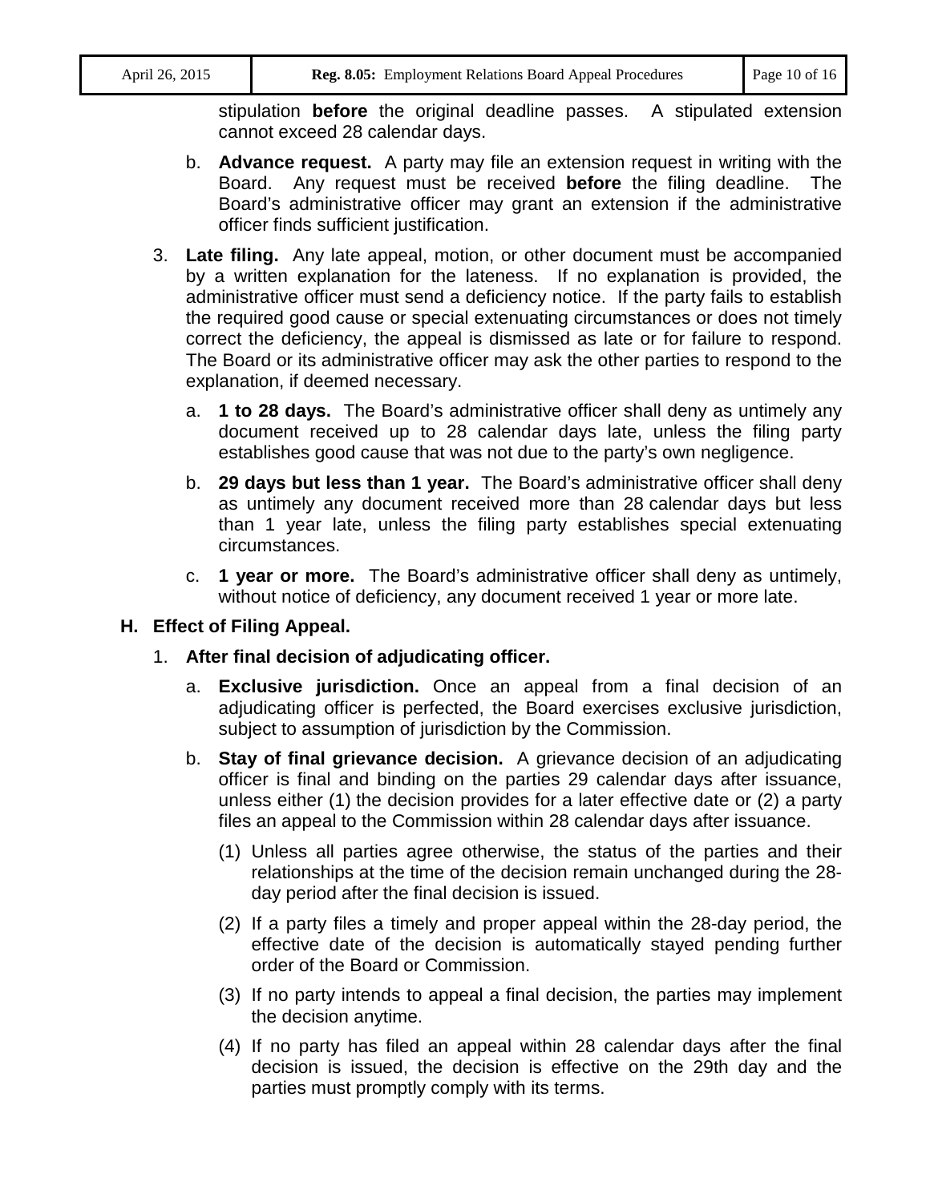stipulation **before** the original deadline passes. A stipulated extension cannot exceed 28 calendar days.

   b. **Advance request.** A party may file an extension request in writing with the Board. Any request must be received **before** the filing deadline. The Board's administrative officer may grant an extension if the administrative officer finds sufficient justification.

3. **Late filing.** Any late appeal, motion, or other document must be accompanied by a written explanation for the lateness. If no explanation is provided, the administrative officer must send a deficiency notice. If the party fails to establish the required good cause or special extenuating circumstances or does not timely correct the deficiency, the appeal is dismissed as late or for failure to respond. The Board or its administrative officer may ask the other parties to respond to the explanation, if deemed necessary.

   a. **1 to 28 days.** The Board's administrative officer shall deny as untimely any document received up to 28 calendar days late, unless the filing party establishes good cause that was not due to the party's own negligence.

   b. **29 days but less than 1 year.** The Board's administrative officer shall deny as untimely any document received more than 28 calendar days but less than 1 year late, unless the filing party establishes special extenuating circumstances.

   c. **1 year or more.** The Board's administrative officer shall deny as untimely, without notice of deficiency, any document received 1 year or more late.

**H. Effect of Filing Appeal.**

1. **After final decision of adjudicating officer.**

   a. **Exclusive jurisdiction.** Once an appeal from a final decision of an adjudicating officer is perfected, the Board exercises exclusive jurisdiction, subject to assumption of jurisdiction by the Commission.

   b. **Stay of final grievance decision.** A grievance decision of an adjudicating officer is final and binding on the parties 29 calendar days after issuance, unless either (1) the decision provides for a later effective date or (2) a party files an appeal to the Commission within 28 calendar days after issuance.

      (1) Unless all parties agree otherwise, the status of the parties and their relationships at the time of the decision remain unchanged during the 28-day period after the final decision is issued.

      (2) If a party files a timely and proper appeal within the 28-day period, the effective date of the decision is automatically stayed pending further order of the Board or Commission.

      (3) If no party intends to appeal a final decision, the parties may implement the decision anytime.

      (4) If no party has filed an appeal within 28 calendar days after the final decision is issued, the decision is effective on the 29th day and the parties must promptly comply with its terms.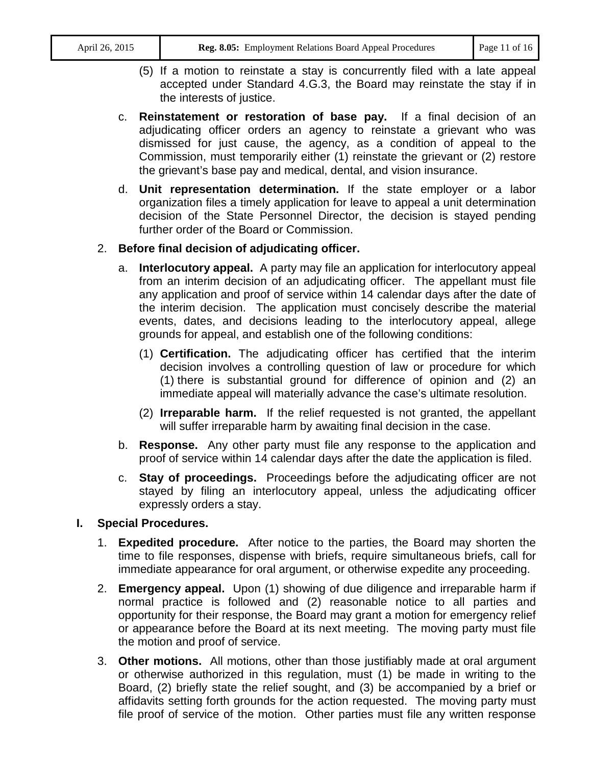(5) If a motion to reinstate a stay is concurrently filed with a late appeal accepted under Standard 4.G.3, the Board may reinstate the stay if in the interests of justice.

c. **Reinstatement or restoration of base pay.** If a final decision of an adjudicating officer orders an agency to reinstate a grievant who was dismissed for just cause, the agency, as a condition of appeal to the Commission, must temporarily either (1) reinstate the grievant or (2) restore the grievant's base pay and medical, dental, and vision insurance.

d. **Unit representation determination.** If the state employer or a labor organization files a timely application for leave to appeal a unit determination decision of the State Personnel Director, the decision is stayed pending further order of the Board or Commission.

2. **Before final decision of adjudicating officer.**

a. **Interlocutory appeal.** A party may file an application for interlocutory appeal from an interim decision of an adjudicating officer. The appellant must file any application and proof of service within 14 calendar days after the date of the interim decision. The application must concisely describe the material events, dates, and decisions leading to the interlocutory appeal, allege grounds for appeal, and establish one of the following conditions:

(1) **Certification.** The adjudicating officer has certified that the interim decision involves a controlling question of law or procedure for which (1) there is substantial ground for difference of opinion and (2) an immediate appeal will materially advance the case's ultimate resolution.

(2) **Irreparable harm.** If the relief requested is not granted, the appellant will suffer irreparable harm by awaiting final decision in the case.

b. **Response.** Any other party must file any response to the application and proof of service within 14 calendar days after the date the application is filed.

c. **Stay of proceedings.** Proceedings before the adjudicating officer are not stayed by filing an interlocutory appeal, unless the adjudicating officer expressly orders a stay.

**I. Special Procedures.**

1. **Expedited procedure.** After notice to the parties, the Board may shorten the time to file responses, dispense with briefs, require simultaneous briefs, call for immediate appearance for oral argument, or otherwise expedite any proceeding.

2. **Emergency appeal.** Upon (1) showing of due diligence and irreparable harm if normal practice is followed and (2) reasonable notice to all parties and opportunity for their response, the Board may grant a motion for emergency relief or appearance before the Board at its next meeting. The moving party must file the motion and proof of service.

3. **Other motions.** All motions, other than those justifiably made at oral argument or otherwise authorized in this regulation, must (1) be made in writing to the Board, (2) briefly state the relief sought, and (3) be accompanied by a brief or affidavits setting forth grounds for the action requested. The moving party must file proof of service of the motion. Other parties must file any written response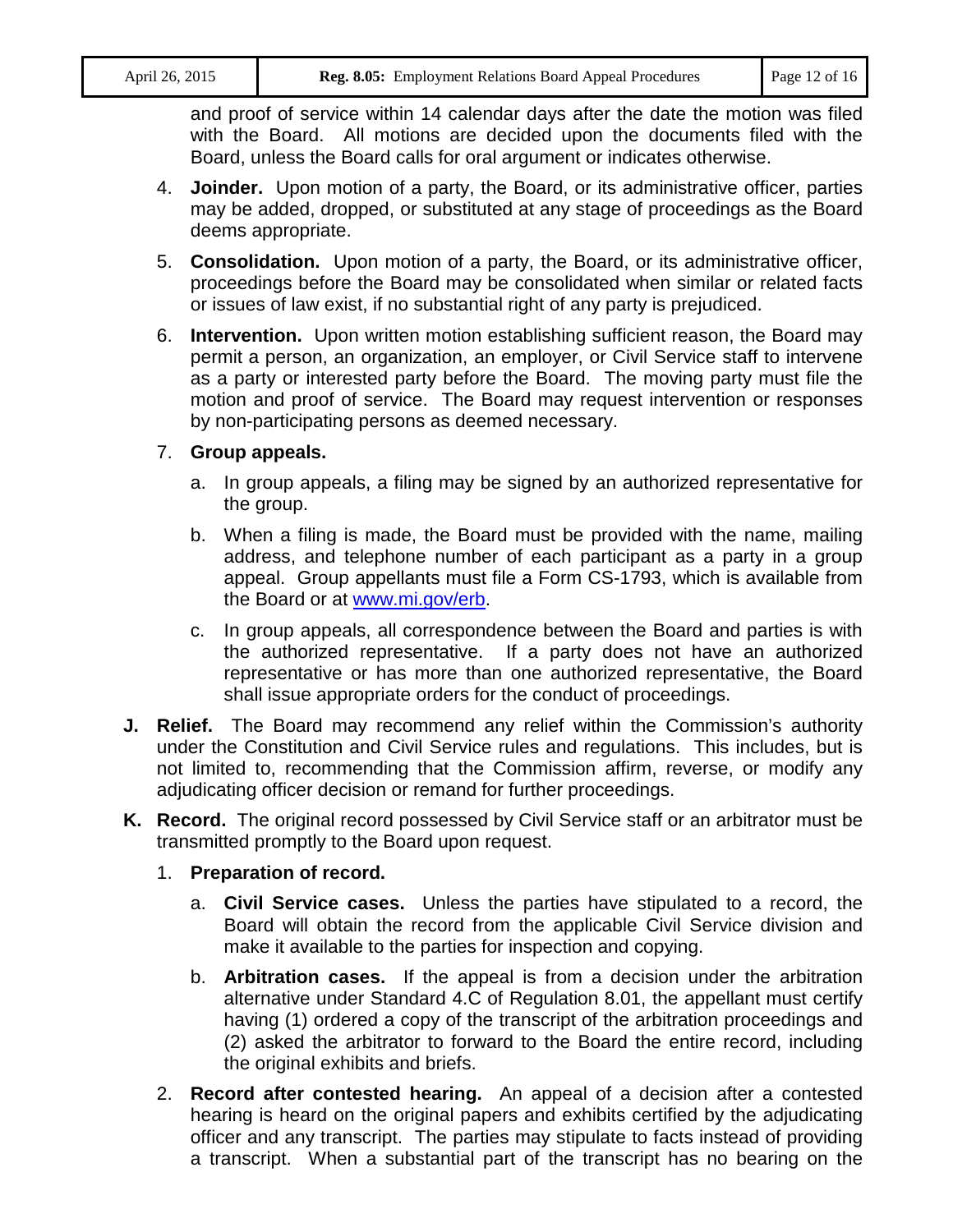and proof of service within 14 calendar days after the date the motion was filed with the Board. All motions are decided upon the documents filed with the Board, unless the Board calls for oral argument or indicates otherwise.

4. **Joinder.** Upon motion of a party, the Board, or its administrative officer, parties may be added, dropped, or substituted at any stage of proceedings as the Board deems appropriate.

5. **Consolidation.** Upon motion of a party, the Board, or its administrative officer, proceedings before the Board may be consolidated when similar or related facts or issues of law exist, if no substantial right of any party is prejudiced.

6. **Intervention.** Upon written motion establishing sufficient reason, the Board may permit a person, an organization, an employer, or Civil Service staff to intervene as a party or interested party before the Board. The moving party must file the motion and proof of service. The Board may request intervention or responses by non-participating persons as deemed necessary.

7. **Group appeals.**

   a. In group appeals, a filing may be signed by an authorized representative for the group.

   b. When a filing is made, the Board must be provided with the name, mailing address, and telephone number of each participant as a party in a group appeal. Group appellants must file a Form CS-1793, which is available from the Board or at [www.mi.gov/erb](www.mi.gov/erb).

   c. In group appeals, all correspondence between the Board and parties is with the authorized representative. If a party does not have an authorized representative or has more than one authorized representative, the Board shall issue appropriate orders for the conduct of proceedings.

**J. Relief.** The Board may recommend any relief within the Commission's authority under the Constitution and Civil Service rules and regulations. This includes, but is not limited to, recommending that the Commission affirm, reverse, or modify any adjudicating officer decision or remand for further proceedings.

**K. Record.** The original record possessed by Civil Service staff or an arbitrator must be transmitted promptly to the Board upon request.

1. **Preparation of record.**

   a. **Civil Service cases.** Unless the parties have stipulated to a record, the Board will obtain the record from the applicable Civil Service division and make it available to the parties for inspection and copying.

   b. **Arbitration cases.** If the appeal is from a decision under the arbitration alternative under Standard 4.C of Regulation 8.01, the appellant must certify having (1) ordered a copy of the transcript of the arbitration proceedings and (2) asked the arbitrator to forward to the Board the entire record, including the original exhibits and briefs.

2. **Record after contested hearing.** An appeal of a decision after a contested hearing is heard on the original papers and exhibits certified by the adjudicating officer and any transcript. The parties may stipulate to facts instead of providing a transcript. When a substantial part of the transcript has no bearing on the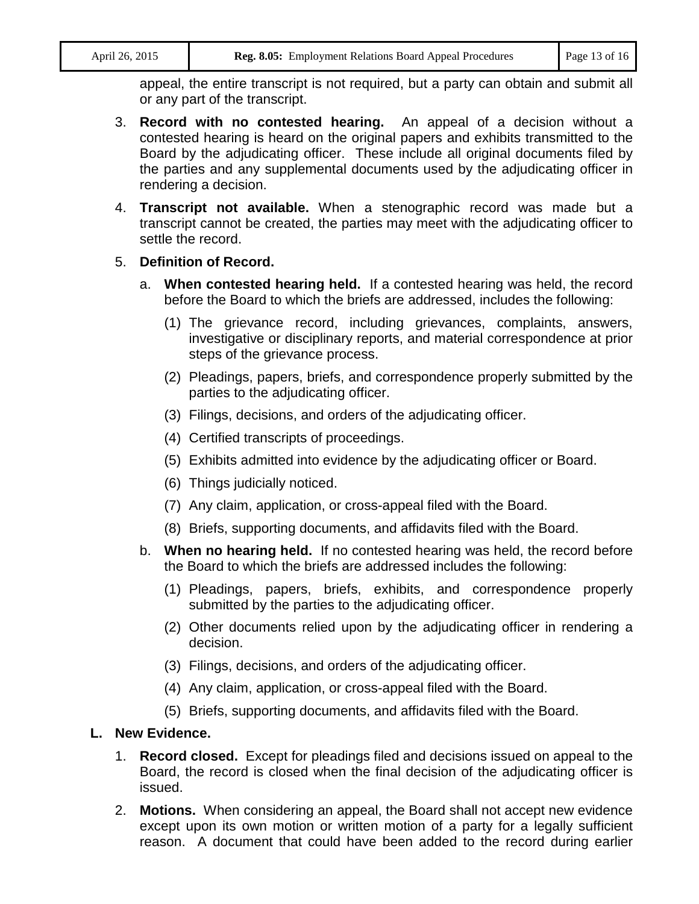appeal, the entire transcript is not required, but a party can obtain and submit all or any part of the transcript.

3. **Record with no contested hearing.** An appeal of a decision without a contested hearing is heard on the original papers and exhibits transmitted to the Board by the adjudicating officer. These include all original documents filed by the parties and any supplemental documents used by the adjudicating officer in rendering a decision.

4. **Transcript not available.** When a stenographic record was made but a transcript cannot be created, the parties may meet with the adjudicating officer to settle the record.

5. **Definition of Record.**

   a. **When contested hearing held.** If a contested hearing was held, the record before the Board to which the briefs are addressed, includes the following:

      (1) The grievance record, including grievances, complaints, answers, investigative or disciplinary reports, and material correspondence at prior steps of the grievance process.

      (2) Pleadings, papers, briefs, and correspondence properly submitted by the parties to the adjudicating officer.

      (3) Filings, decisions, and orders of the adjudicating officer.

      (4) Certified transcripts of proceedings.

      (5) Exhibits admitted into evidence by the adjudicating officer or Board.

      (6) Things judicially noticed.

      (7) Any claim, application, or cross-appeal filed with the Board.

      (8) Briefs, supporting documents, and affidavits filed with the Board.

   b. **When no hearing held.** If no contested hearing was held, the record before the Board to which the briefs are addressed includes the following:

      (1) Pleadings, papers, briefs, exhibits, and correspondence properly submitted by the parties to the adjudicating officer.

      (2) Other documents relied upon by the adjudicating officer in rendering a decision.

      (3) Filings, decisions, and orders of the adjudicating officer.

      (4) Any claim, application, or cross-appeal filed with the Board.

      (5) Briefs, supporting documents, and affidavits filed with the Board.

**L. New Evidence.**

1. **Record closed.** Except for pleadings filed and decisions issued on appeal to the Board, the record is closed when the final decision of the adjudicating officer is issued.

2. **Motions.** When considering an appeal, the Board shall not accept new evidence except upon its own motion or written motion of a party for a legally sufficient reason. A document that could have been added to the record during earlier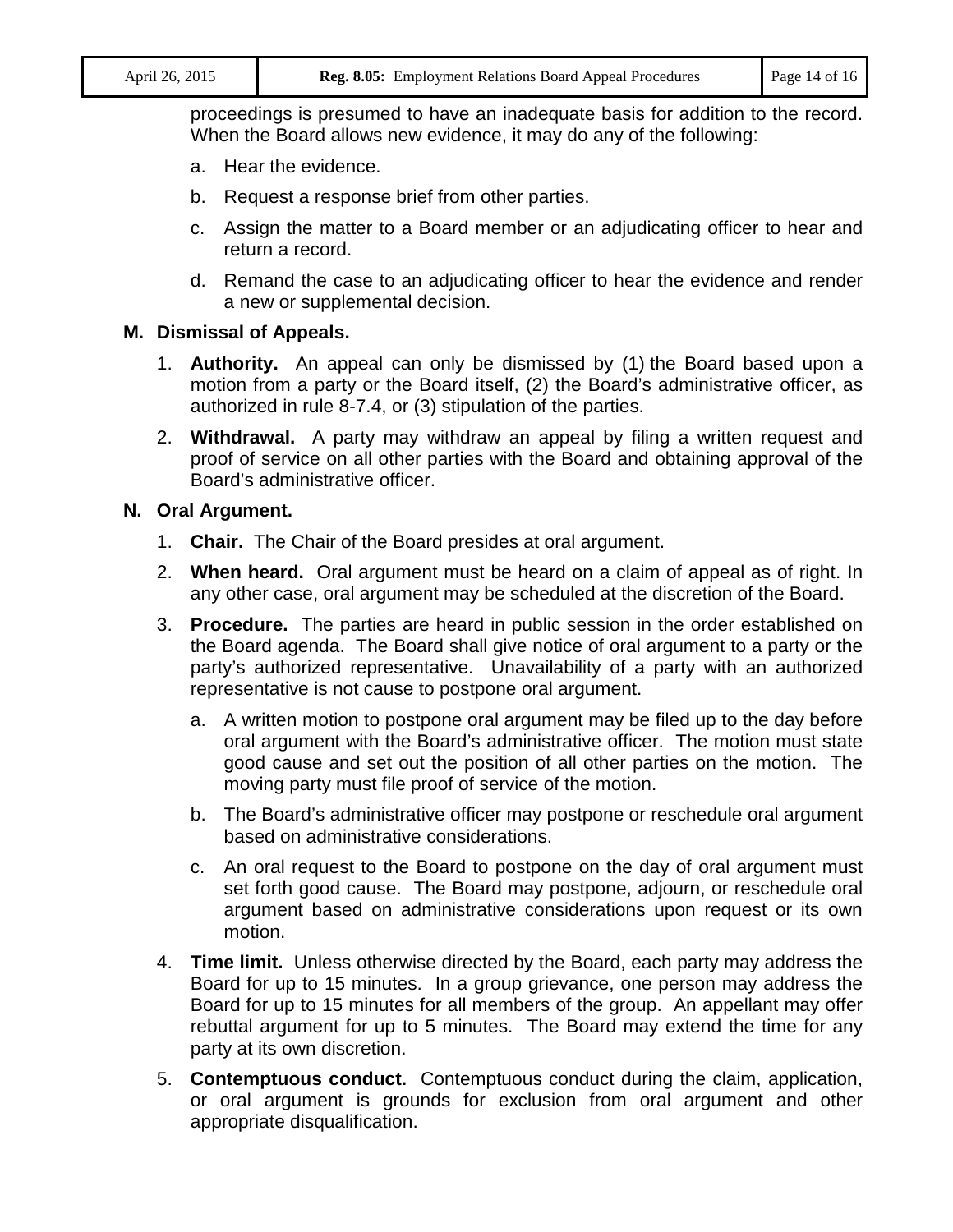proceedings is presumed to have an inadequate basis for addition to the record. When the Board allows new evidence, it may do any of the following:

a. Hear the evidence.

b. Request a response brief from other parties.

c. Assign the matter to a Board member or an adjudicating officer to hear and return a record.

d. Remand the case to an adjudicating officer to hear the evidence and render a new or supplemental decision.

**M. Dismissal of Appeals.**

1. **Authority.** An appeal can only be dismissed by (1) the Board based upon a motion from a party or the Board itself, (2) the Board's administrative officer, as authorized in rule 8-7.4, or (3) stipulation of the parties.

2. **Withdrawal.** A party may withdraw an appeal by filing a written request and proof of service on all other parties with the Board and obtaining approval of the Board's administrative officer.

**N. Oral Argument.**

1. **Chair.** The Chair of the Board presides at oral argument.

2. **When heard.** Oral argument must be heard on a claim of appeal as of right. In any other case, oral argument may be scheduled at the discretion of the Board.

3. **Procedure.** The parties are heard in public session in the order established on the Board agenda. The Board shall give notice of oral argument to a party or the party's authorized representative. Unavailability of a party with an authorized representative is not cause to postpone oral argument.

   a. A written motion to postpone oral argument may be filed up to the day before oral argument with the Board's administrative officer. The motion must state good cause and set out the position of all other parties on the motion. The moving party must file proof of service of the motion.

   b. The Board's administrative officer may postpone or reschedule oral argument based on administrative considerations.

   c. An oral request to the Board to postpone on the day of oral argument must set forth good cause. The Board may postpone, adjourn, or reschedule oral argument based on administrative considerations upon request or its own motion.

4. **Time limit.** Unless otherwise directed by the Board, each party may address the Board for up to 15 minutes. In a group grievance, one person may address the Board for up to 15 minutes for all members of the group. An appellant may offer rebuttal argument for up to 5 minutes. The Board may extend the time for any party at its own discretion.

5. **Contemptuous conduct.** Contemptuous conduct during the claim, application, or oral argument is grounds for exclusion from oral argument and other appropriate disqualification.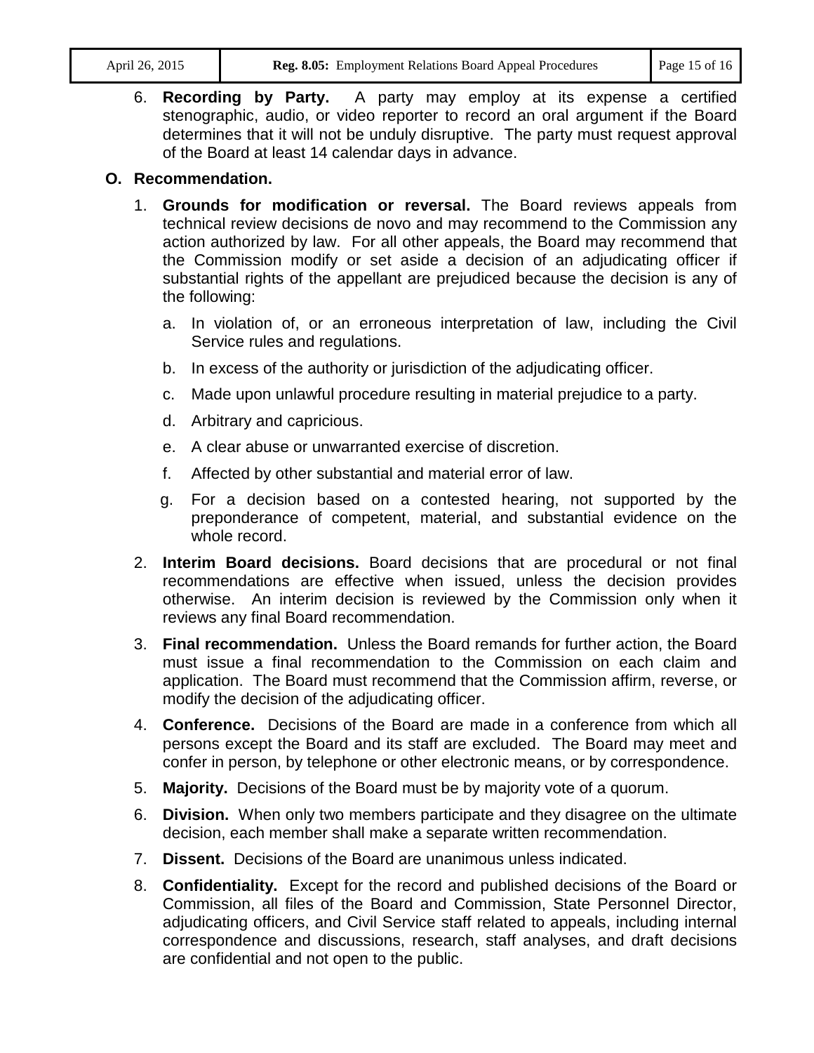6. **Recording by Party.** A party may employ at its expense a certified stenographic, audio, or video reporter to record an oral argument if the Board determines that it will not be unduly disruptive. The party must request approval of the Board at least 14 calendar days in advance.

**O. Recommendation.**

1. **Grounds for modification or reversal.** The Board reviews appeals from technical review decisions de novo and may recommend to the Commission any action authorized by law. For all other appeals, the Board may recommend that the Commission modify or set aside a decision of an adjudicating officer if substantial rights of the appellant are prejudiced because the decision is any of the following:

   a. In violation of, or an erroneous interpretation of law, including the Civil Service rules and regulations.

   b. In excess of the authority or jurisdiction of the adjudicating officer.

   c. Made upon unlawful procedure resulting in material prejudice to a party.

   d. Arbitrary and capricious.

   e. A clear abuse or unwarranted exercise of discretion.

   f. Affected by other substantial and material error of law.

   g. For a decision based on a contested hearing, not supported by the preponderance of competent, material, and substantial evidence on the whole record.

2. **Interim Board decisions.** Board decisions that are procedural or not final recommendations are effective when issued, unless the decision provides otherwise. An interim decision is reviewed by the Commission only when it reviews any final Board recommendation.

3. **Final recommendation.** Unless the Board remands for further action, the Board must issue a final recommendation to the Commission on each claim and application. The Board must recommend that the Commission affirm, reverse, or modify the decision of the adjudicating officer.

4. **Conference.** Decisions of the Board are made in a conference from which all persons except the Board and its staff are excluded. The Board may meet and confer in person, by telephone or other electronic means, or by correspondence.

5. **Majority.** Decisions of the Board must be by majority vote of a quorum.

6. **Division.** When only two members participate and they disagree on the ultimate decision, each member shall make a separate written recommendation.

7. **Dissent.** Decisions of the Board are unanimous unless indicated.

8. **Confidentiality.** Except for the record and published decisions of the Board or Commission, all files of the Board and Commission, State Personnel Director, adjudicating officers, and Civil Service staff related to appeals, including internal correspondence and discussions, research, staff analyses, and draft decisions are confidential and not open to the public.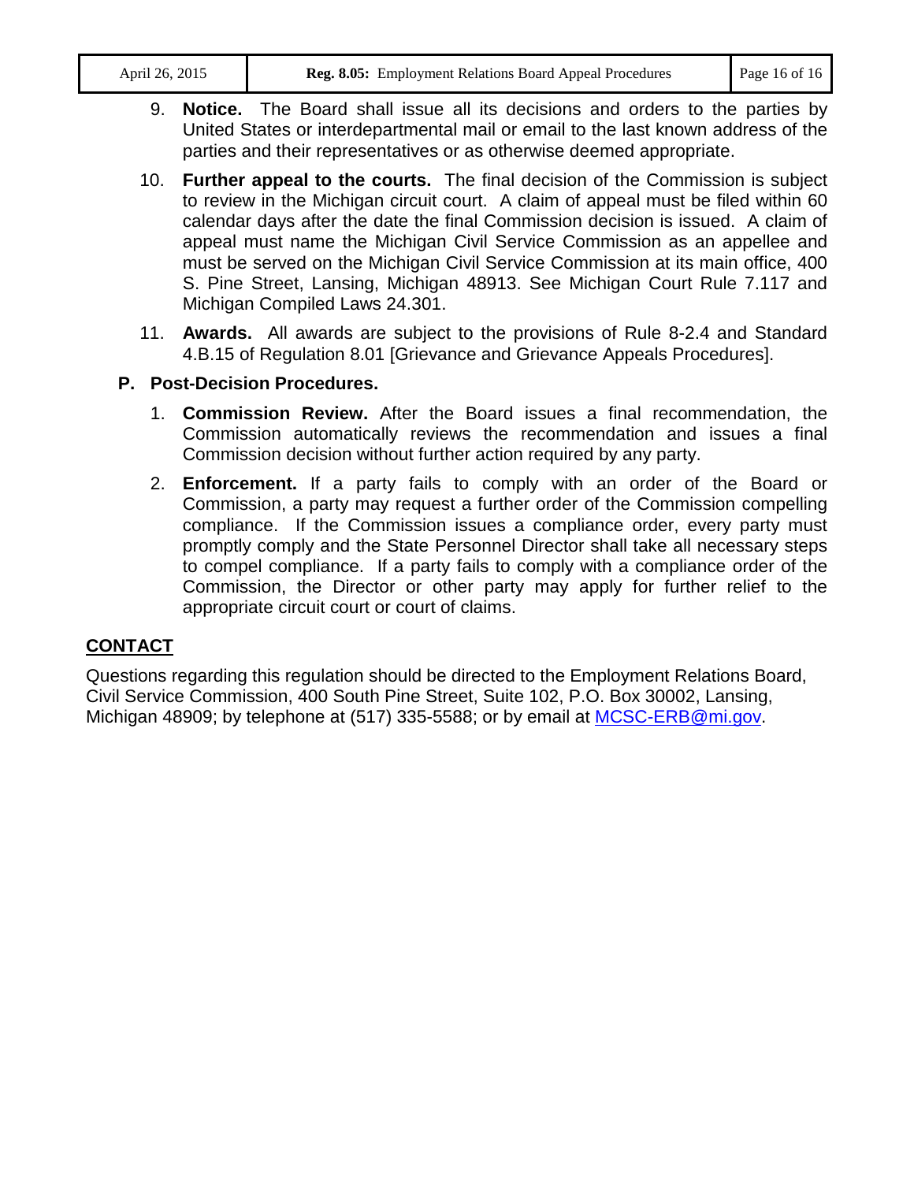9. **Notice.** The Board shall issue all its decisions and orders to the parties by United States or interdepartmental mail or email to the last known address of the parties and their representatives or as otherwise deemed appropriate.

10. **Further appeal to the courts.** The final decision of the Commission is subject to review in the Michigan circuit court. A claim of appeal must be filed within 60 calendar days after the date the final Commission decision is issued. A claim of appeal must name the Michigan Civil Service Commission as an appellee and must be served on the Michigan Civil Service Commission at its main office, 400 S. Pine Street, Lansing, Michigan 48913. See Michigan Court Rule 7.117 and Michigan Compiled Laws 24.301.

11. **Awards.** All awards are subject to the provisions of Rule 8-2.4 and Standard 4.B.15 of Regulation 8.01 [Grievance and Grievance Appeals Procedures].

**P. Post-Decision Procedures.**

1. **Commission Review.** After the Board issues a final recommendation, the Commission automatically reviews the recommendation and issues a final Commission decision without further action required by any party.

2. **Enforcement.** If a party fails to comply with an order of the Board or Commission, a party may request a further order of the Commission compelling compliance. If the Commission issues a compliance order, every party must promptly comply and the State Personnel Director shall take all necessary steps to compel compliance. If a party fails to comply with a compliance order of the Commission, the Director or other party may apply for further relief to the appropriate circuit court or court of claims.

## CONTACT

Questions regarding this regulation should be directed to the Employment Relations Board, Civil Service Commission, 400 South Pine Street, Suite 102, P.O. Box 30002, Lansing, Michigan 48909; by telephone at (517) 335-5588; or by email at MCSC-ERB@mi.gov.